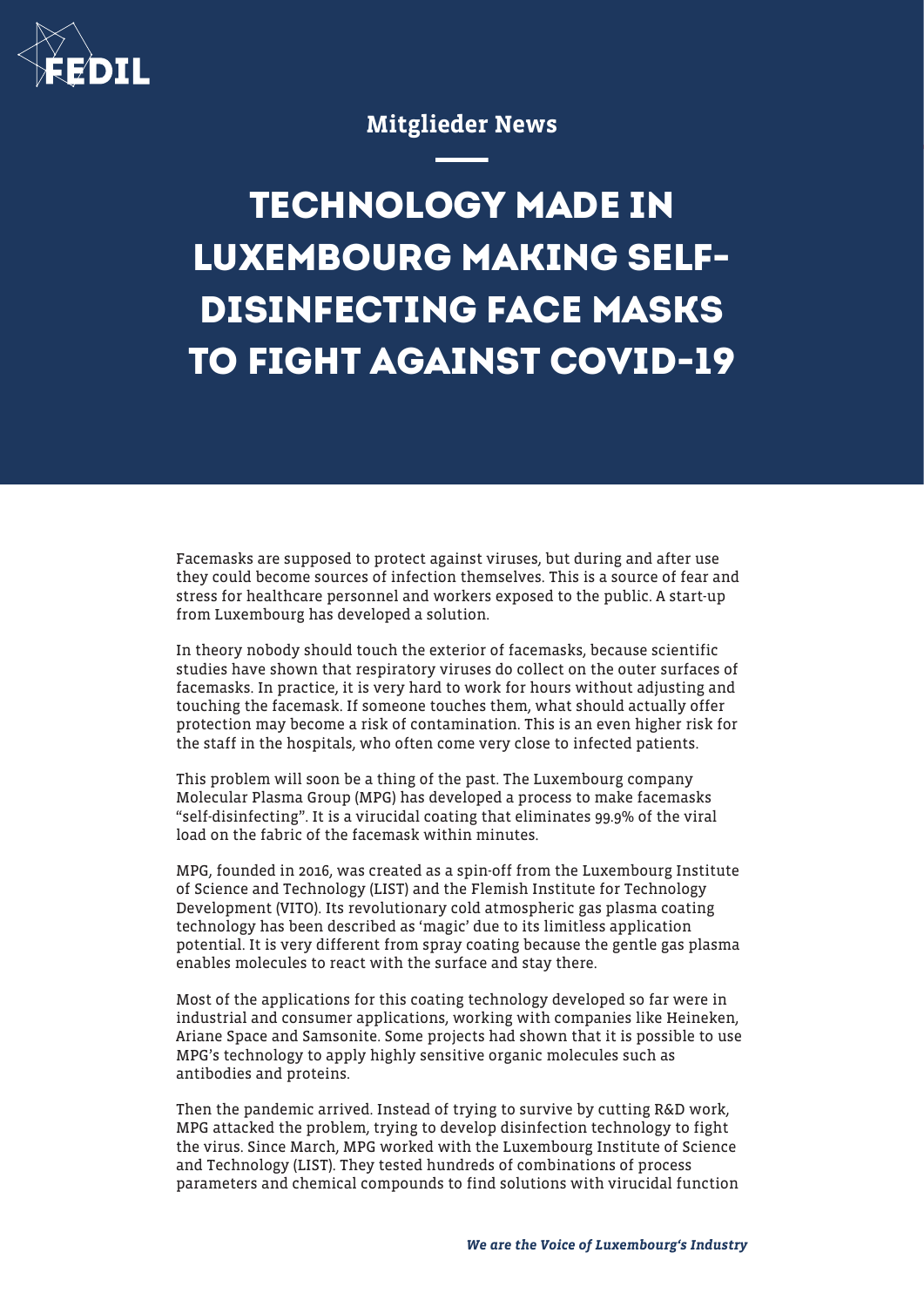Mitglieder News

# TECHNOLOGY MADE IN LUXEMBOURG MAKING SELF-DISINFECTING FACE MASKS TO FIGHT AGAINST COVID-19

Facemasks are supposed to protect against viruses, but during and after use they could become sources of infection themselves. This is a source of fear and stress for healthcare personnel and workers exposed to the public. A start-up from Luxembourg has developed a solution.

In theory nobody should touch the exterior of facemasks, because scientific studies have shown that respiratory viruses do collect on the outer surfaces of facemasks. In practice, it is very hard to work for hours without adjusting and touching the facemask. If someone touches them, what should actually offer protection may become a risk of contamination. This is an even higher risk for the staff in the hospitals, who often come very close to infected patients.

This problem will soon be a thing of the past. The Luxembourg company Molecular Plasma Group (MPG) has developed a process to make facemasks "self-disinfecting". It is a virucidal coating that eliminates 99.9% of the viral load on the fabric of the facemask within minutes.

MPG, founded in 2016, was created as a spin-off from the Luxembourg Institute of Science and Technology (LIST) and the Flemish Institute for Technology Development (VITO). Its revolutionary cold atmospheric gas plasma coating technology has been described as 'magic' due to its limitless application potential. It is very different from spray coating because the gentle gas plasma enables molecules to react with the surface and stay there.

Most of the applications for this coating technology developed so far were in industrial and consumer applications, working with companies like Heineken, Ariane Space and Samsonite. Some projects had shown that it is possible to use MPG's technology to apply highly sensitive organic molecules such as antibodies and proteins.

Then the pandemic arrived. Instead of trying to survive by cutting R&D work, MPG attacked the problem, trying to develop disinfection technology to fight the virus. Since March, MPG worked with the Luxembourg Institute of Science and Technology (LIST). They tested hundreds of combinations of process parameters and chemical compounds to find solutions with virucidal function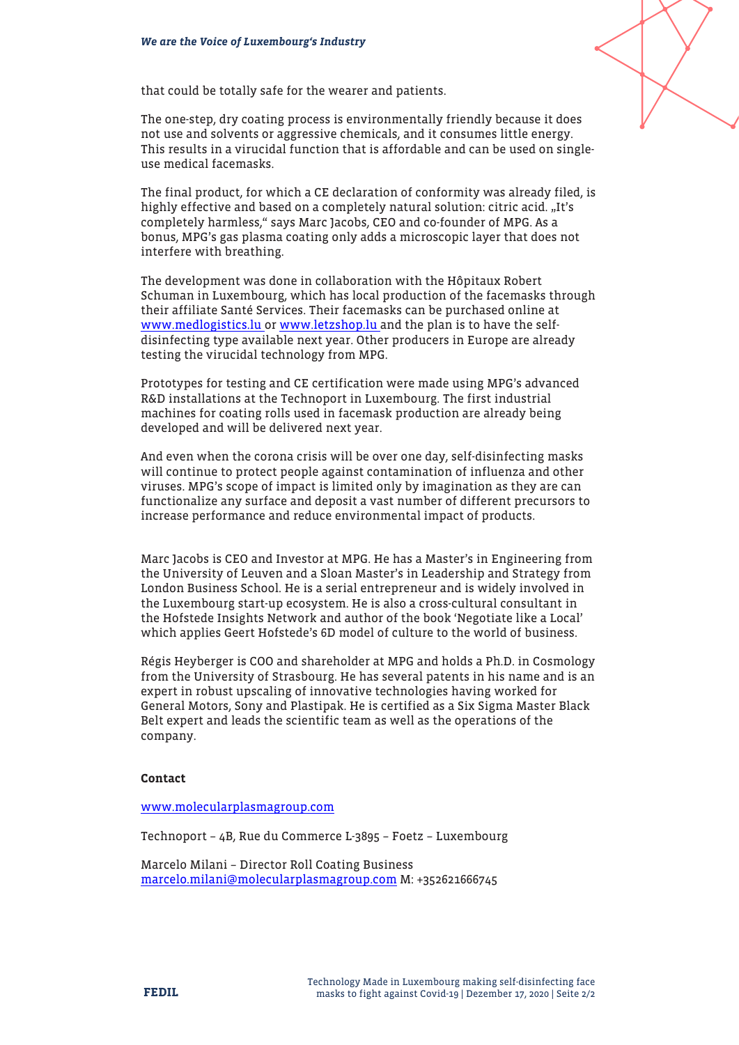that could be totally safe for the wearer and patients.

The one-step, dry coating process is environmentally friendly because it does not use and solvents or aggressive chemicals, and it consumes little energy. This results in a virucidal function that is affordable and can be used on single-use medical facemasks.

The final product, for which a CE declaration of conformity was already filed, is highly effective and based on a completely natural solution: citric acid. „It's completely harmless," says Marc Jacobs, CEO and co-founder of MPG. As a bonus, MPG's gas plasma coating only adds a microscopic layer that does not interfere with breathing.

The development was done in collaboration with the Hôpitaux Robert Schuman in Luxembourg, which has local production of the facemasks through their affiliate Santé Services. Their facemasks can be purchased online at www.medlogistics.lu or www.letzshop.lu and the plan is to have the self-disinfecting type available next year. Other producers in Europe are already testing the virucidal technology from MPG.

Prototypes for testing and CE certification were made using MPG's advanced R&D installations at the Technoport in Luxembourg. The first industrial machines for coating rolls used in facemask production are already being developed and will be delivered next year.

And even when the corona crisis will be over one day, self-disinfecting masks will continue to protect people against contamination of influenza and other viruses. MPG's scope of impact is limited only by imagination as they are can functionalize any surface and deposit a vast number of different precursors to increase performance and reduce environmental impact of products.

Marc Jacobs is CEO and Investor at MPG. He has a Master's in Engineering from the University of Leuven and a Sloan Master's in Leadership and Strategy from London Business School. He is a serial entrepreneur and is widely involved in the Luxembourg start-up ecosystem. He is also a cross-cultural consultant in the Hofstede Insights Network and author of the book 'Negotiate like a Local' which applies Geert Hofstede's 6D model of culture to the world of business.

Régis Heyberger is COO and shareholder at MPG and holds a Ph.D. in Cosmology from the University of Strasbourg. He has several patents in his name and is an expert in robust upscaling of innovative technologies having worked for General Motors, Sony and Plastipak. He is certified as a Six Sigma Master Black Belt expert and leads the scientific team as well as the operations of the company.

**Contact**

www.molecularplasmagroup.com

Technoport – 4B, Rue du Commerce L-3895 – Foetz – Luxembourg

Marcelo Milani – Director Roll Coating Business
marcelo.milani@molecularplasmagroup.com M: +352621666745